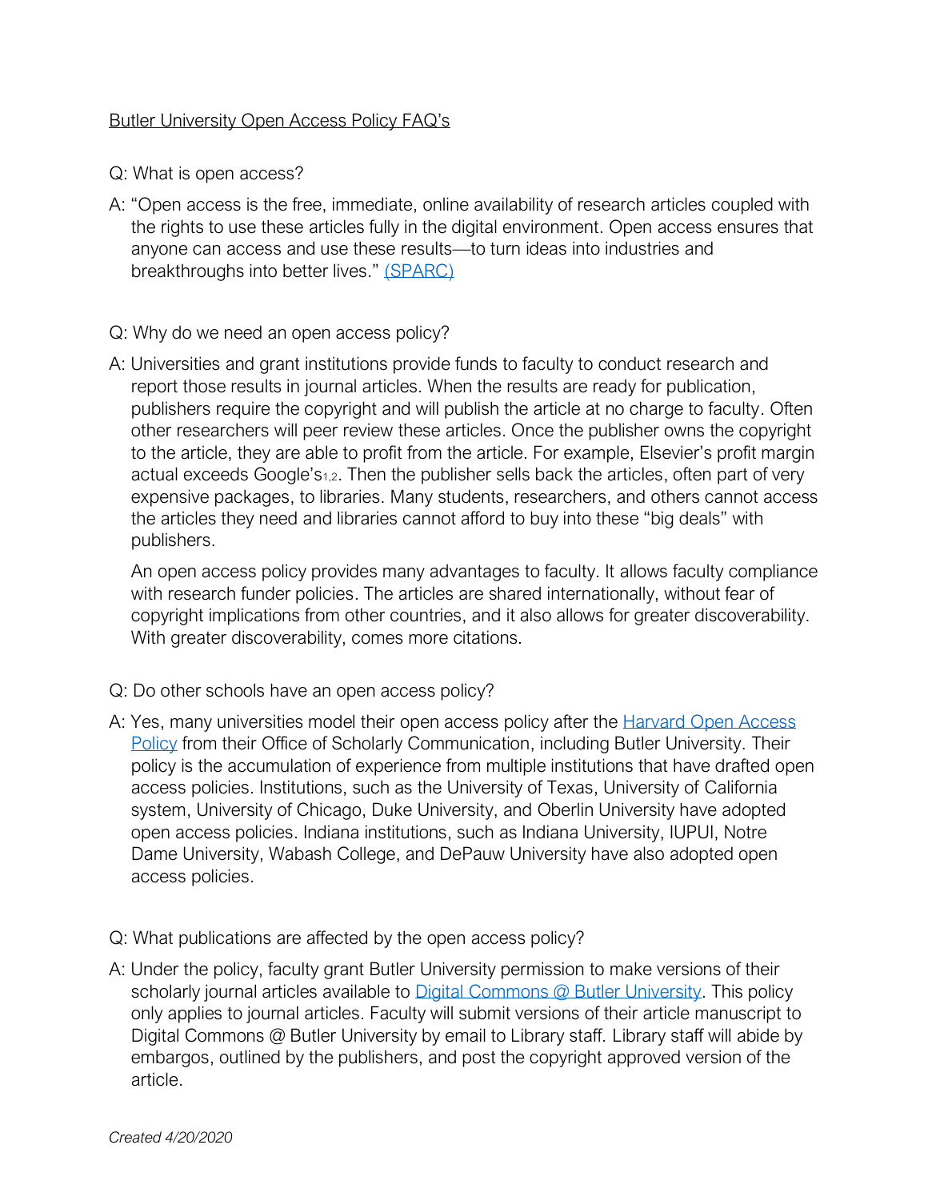# Butler University Open Access Policy FAQ's

Q: What is open access?

A: "Open access is the free, immediate, online availability of research articles coupled with the rights to use these articles fully in the digital environment. Open access ensures that anyone can access and use these results—to turn ideas into industries and breakthroughs into better lives." [(SPARC)]

Q: Why do we need an open access policy?

A: Universities and grant institutions provide funds to faculty to conduct research and report those results in journal articles. When the results are ready for publication, publishers require the copyright and will publish the article at no charge to faculty. Often other researchers will peer review these articles. Once the publisher owns the copyright to the article, they are able to profit from the article. For example, Elsevier's profit margin actual exceeds Google's[1,2]. Then the publisher sells back the articles, often part of very expensive packages, to libraries. Many students, researchers, and others cannot access the articles they need and libraries cannot afford to buy into these "big deals" with publishers.

An open access policy provides many advantages to faculty. It allows faculty compliance with research funder policies. The articles are shared internationally, without fear of copyright implications from other countries, and it also allows for greater discoverability. With greater discoverability, comes more citations.

Q: Do other schools have an open access policy?

A: Yes, many universities model their open access policy after the Harvard Open Access Policy from their Office of Scholarly Communication, including Butler University. Their policy is the accumulation of experience from multiple institutions that have drafted open access policies. Institutions, such as the University of Texas, University of California system, University of Chicago, Duke University, and Oberlin University have adopted open access policies. Indiana institutions, such as Indiana University, IUPUI, Notre Dame University, Wabash College, and DePauw University have also adopted open access policies.

Q: What publications are affected by the open access policy?

A: Under the policy, faculty grant Butler University permission to make versions of their scholarly journal articles available to Digital Commons @ Butler University. This policy only applies to journal articles. Faculty will submit versions of their article manuscript to Digital Commons @ Butler University by email to Library staff. Library staff will abide by embargos, outlined by the publishers, and post the copyright approved version of the article.

*Created 4/20/2020*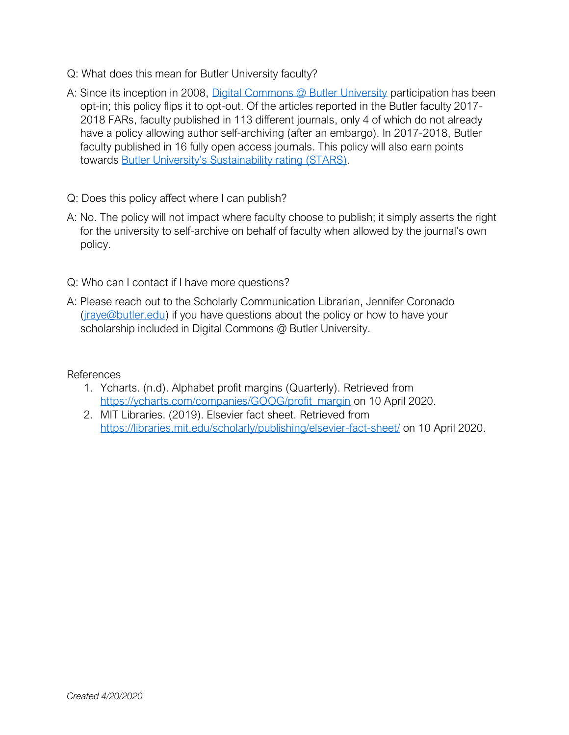Q: What does this mean for Butler University faculty?

A: Since its inception in 2008, [Digital Commons @ Butler University](#) participation has been opt-in; this policy flips it to opt-out. Of the articles reported in the Butler faculty 2017-2018 FARs, faculty published in 113 different journals, only 4 of which do not already have a policy allowing author self-archiving (after an embargo). In 2017-2018, Butler faculty published in 16 fully open access journals. This policy will also earn points towards [Butler University's Sustainability rating (STARS)](#).

Q: Does this policy affect where I can publish?

A: No. The policy will not impact where faculty choose to publish; it simply asserts the right for the university to self-archive on behalf of faculty when allowed by the journal's own policy.

Q: Who can I contact if I have more questions?

A: Please reach out to the Scholarly Communication Librarian, Jennifer Coronado ([jraye@butler.edu](mailto:jraye@butler.edu)) if you have questions about the policy or how to have your scholarship included in Digital Commons @ Butler University.

References

1. Ycharts. (n.d). Alphabet profit margins (Quarterly). Retrieved from https://ycharts.com/companies/GOOG/profit_margin on 10 April 2020.
2. MIT Libraries. (2019). Elsevier fact sheet. Retrieved from https://libraries.mit.edu/scholarly/publishing/elsevier-fact-sheet/ on 10 April 2020.

*Created 4/20/2020*